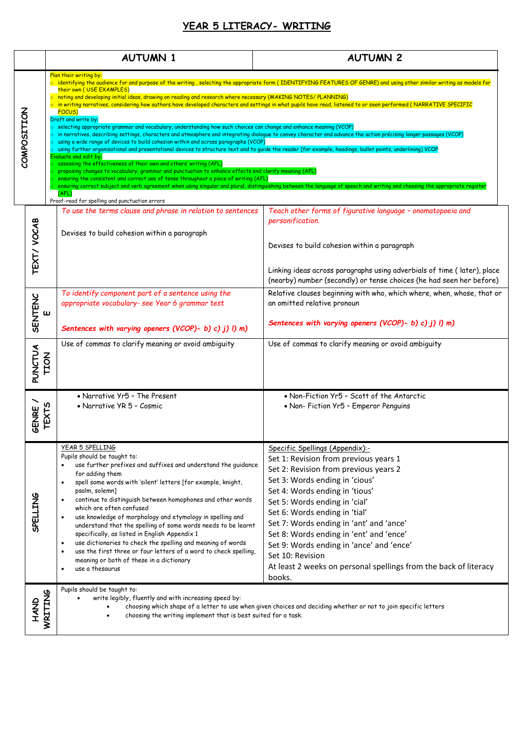# YEAR 5 LITERACY- WRITING

| | AUTUMN 1 | AUTUMN 2 |
|---|---|---|
| COMPOSITION | Plan their writing by:<br>○ identifying the audience for and purpose of the writing , selecting the appropriate form ( IDENTIFYING FEATURES OF GENRE) and using other similar writing as models for their own ( USE EXAMPLES)<br>○ noting and developing initial ideas, drawing on reading and research where necessary (MAKING NOTES/ PLANNING)<br>○ in writing narratives, considering how authors have developed characters and settings in what pupils have read, listened to or seen performed ( NARRATIVE SPECIFIC FOCUS)<br>Draft and write by:<br>○ selecting appropriate grammar and vocabulary, understanding how such choices can change and enhance meaning (VCOP)<br>○ in narratives, describing settings, characters and atmosphere and integrating dialogue to convey character and advance the action précising longer passages (VCOP)<br>○ using a wide range of devices to build cohesion within and across paragraphs (VCOP)<br>○ using further organisational and presentational devices to structure text and to guide the reader [for example, headings, bullet points, underlining] VCOP<br>Evaluate and edit by:<br>○ assessing the effectiveness of their own and others' writing (AFL)<br>○ proposing changes to vocabulary, grammar and punctuation to enhance effects and clarify meaning (AFL)<br>○ ensuring the consistent and correct use of tense throughout a piece of writing (AFL)<br>○ ensuring correct subject and verb agreement when using singular and plural, distinguishing between the language of speech and writing and choosing the appropriate register (AFL)<br>Proof-read for spelling and punctuation errors | |
| TEXT/ VOCAB | *To use the terms clause and phrase in relation to sentences*<br><br>Devises to build cohesion within a paragraph | *Teach other forms of figurative language – onomatopoeia and personification.*<br><br>Devises to build cohesion within a paragraph<br><br>Linking ideas across paragraphs using adverbials of time ( later), place (nearby) number (secondly) or tense choices (he had seen her before) |
| SENTENCE | *To identify component part of a sentence using the appropriate vocabulary- see Year 6 grammar test*<br><br>***Sentences with varying openers (VCOP)- b) c) j) l) m)*** | Relative clauses beginning with who, which where, when, whose, that or an omitted relative pronoun<br><br>***Sentences with varying openers (VCOP)- b) c) j) l) m)*** |
| PUNCTUATION | Use of commas to clarify meaning or avoid ambiguity | Use of commas to clarify meaning or avoid ambiguity |
| GENRE / TEXTS | • Narrative Yr5 – The Present<br>• Narrative YR 5 – Cosmic | • Non-Fiction Yr5 – Scott of the Antarctic<br>• Non- Fiction Yr5 – Emperor Penguins |
| SPELLING | YEAR 5 SPELLING<br>Pupils should be taught to:<br>• use further prefixes and suffixes and understand the guidance for adding them<br>• spell some words with 'silent' letters [for example, knight, psalm, solemn]<br>• continue to distinguish between homophones and other words which are often confused<br>• use knowledge of morphology and etymology in spelling and understand that the spelling of some words needs to be learnt specifically, as listed in English Appendix 1<br>• use dictionaries to check the spelling and meaning of words<br>• use the first three or four letters of a word to check spelling, meaning or both of these in a dictionary<br>• use a thesaurus | Specific Spellings (Appendix):-<br>Set 1: Revision from previous years 1<br>Set 2: Revision from previous years 2<br>Set 3: Words ending in 'cious'<br>Set 4: Words ending in 'tious'<br>Set 5: Words ending in 'cial'<br>Set 6: Words ending in 'tial'<br>Set 7: Words ending in 'ant' and 'ance'<br>Set 8: Words ending in 'ent' and 'ence'<br>Set 9: Words ending in 'ance' and 'ence'<br>Set 10: Revision<br>At least 2 weeks on personal spellings from the back of literacy books. |
| HAND WRITING | Pupils should be taught to:<br>• write legibly, fluently and with increasing speed by:<br>  • choosing which shape of a letter to use when given choices and deciding whether or not to join specific letters<br>  • choosing the writing implement that is best suited for a task. | |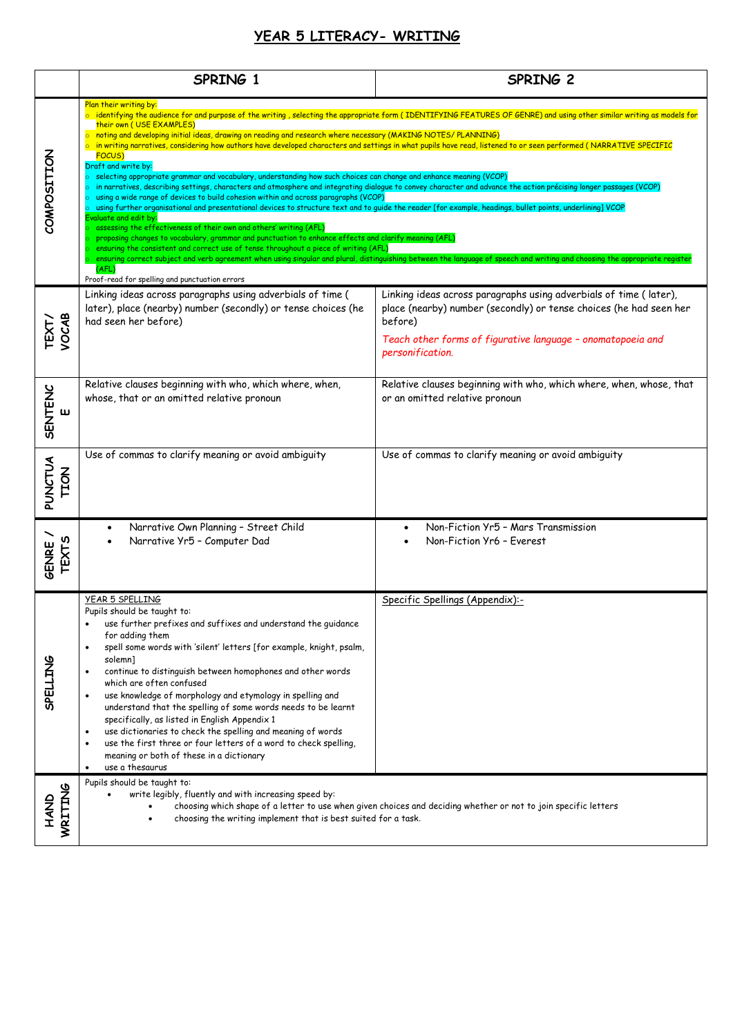# YEAR 5 LITERACY- WRITING

| | SPRING 1 | SPRING 2 |
|---|---|---|
| COMPOSITION | Plan their writing by:<br>o identifying the audience for and purpose of the writing , selecting the appropriate form ( IDENTIFYING FEATURES OF GENRE) and using other similar writing as models for their own ( USE EXAMPLES)<br>o noting and developing initial ideas, drawing on reading and research where necessary (MAKING NOTES/ PLANNING)<br>o in writing narratives, considering how authors have developed characters and settings in what pupils have read, listened to or seen performed ( NARRATIVE SPECIFIC FOCUS)<br>Draft and write by:<br>o selecting appropriate grammar and vocabulary, understanding how such choices can change and enhance meaning (VCOP)<br>o in narratives, describing settings, characters and atmosphere and integrating dialogue to convey character and advance the action précising longer passages (VCOP)<br>o using a wide range of devices to build cohesion within and across paragraphs (VCOP)<br>o using further organisational and presentational devices to structure text and to guide the reader [for example, headings, bullet points, underlining] VCOP<br>Evaluate and edit by:<br>o assessing the effectiveness of their own and others' writing (AFL)<br>o proposing changes to vocabulary, grammar and punctuation to enhance effects and clarify meaning (AFL)<br>o ensuring the consistent and correct use of tense throughout a piece of writing (AFL)<br>o ensuring correct subject and verb agreement when using singular and plural, distinguishing between the language of speech and writing and choosing the appropriate register (AFL)<br>Proof-read for spelling and punctuation errors | |
| TEXT / VOCAB | Linking ideas across paragraphs using adverbials of time ( later), place (nearby) number (secondly) or tense choices (he had seen her before) | Linking ideas across paragraphs using adverbials of time ( later), place (nearby) number (secondly) or tense choices (he had seen her before)<br>*Teach other forms of figurative language – onomatopoeia and personification.* |
| SENTENCE | Relative clauses beginning with who, which where, when, whose, that or an omitted relative pronoun | Relative clauses beginning with who, which where, when, whose, that or an omitted relative pronoun |
| PUNCTUATION | Use of commas to clarify meaning or avoid ambiguity | Use of commas to clarify meaning or avoid ambiguity |
| GENRE / TEXTS | • Narrative Own Planning – Street Child<br>• Narrative Yr5 – Computer Dad | • Non-Fiction Yr5 – Mars Transmission<br>• Non-Fiction Yr6 – Everest |
| SPELLING | YEAR 5 SPELLING<br>Pupils should be taught to:<br>• use further prefixes and suffixes and understand the guidance for adding them<br>• spell some words with 'silent' letters [for example, knight, psalm, solemn]<br>• continue to distinguish between homophones and other words which are often confused<br>• use knowledge of morphology and etymology in spelling and understand that the spelling of some words needs to be learnt specifically, as listed in English Appendix 1<br>• use dictionaries to check the spelling and meaning of words<br>• use the first three or four letters of a word to check spelling, meaning or both of these in a dictionary<br>• use a thesaurus | Specific Spellings (Appendix):- |
| HAND WRITING | Pupils should be taught to:<br>• write legibly, fluently and with increasing speed by:<br>  • choosing which shape of a letter to use when given choices and deciding whether or not to join specific letters<br>  • choosing the writing implement that is best suited for a task. | |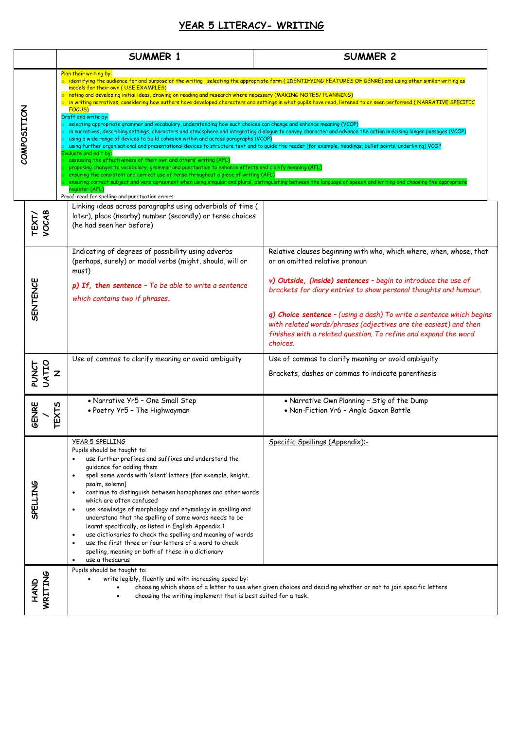# YEAR 5 LITERACY- WRITING

| | SUMMER 1 | SUMMER 2 |
|---|---|---|
| COMPOSITION | Plan their writing by:<br>○ identifying the audience for and purpose of the writing , selecting the appropriate form ( IDENTIFYING FEATURES OF GENRE) and using other similar writing as models for their own ( USE EXAMPLES)<br>○ noting and developing initial ideas, drawing on reading and research where necessary (MAKING NOTES/ PLANNING)<br>○ in writing narratives, considering how authors have developed characters and settings in what pupils have read, listened to or seen performed ( NARRATIVE SPECIFIC FOCUS)<br>Draft and write by:<br>○ selecting appropriate grammar and vocabulary, understanding how such choices can change and enhance meaning (VCOP)<br>○ in narratives, describing settings, characters and atmosphere and integrating dialogue to convey character and advance the action précising longer passages (VCOP)<br>○ using a wide range of devices to build cohesion within and across paragraphs (VCOP)<br>○ using further organisational and presentational devices to structure text and to guide the reader [for example, headings, bullet points, underlining] VCOP<br>Evaluate and edit by:<br>○ assessing the effectiveness of their own and others' writing (AFL)<br>○ proposing changes to vocabulary, grammar and punctuation to enhance effects and clarify meaning (AFL)<br>○ ensuring the consistent and correct use of tense throughout a piece of writing (AFL)<br>○ ensuring correct subject and verb agreement when using singular and plural, distinguishing between the language of speech and writing and choosing the appropriate register (AFL)<br>Proof-read for spelling and punctuation errors | |
| TEXT/ VOCAB | Linking ideas across paragraphs using adverbials of time ( later), place (nearby) number (secondly) or tense choices (he had seen her before) | |
| SENTENCE | Indicating of degrees of possibility using adverbs (perhaps, surely) or modal verbs (might, should, will or must)<br><br>***p) If, then sentence** – To be able to write a sentence which contains two if phrases.* | Relative clauses beginning with who, which where, when, whose, that or an omitted relative pronoun<br><br>***v) Outside, (inside) sentences** – begin to introduce the use of brackets for diary entries to show personal thoughts and humour.*<br><br>***q) Choice sentence** – (using a dash) To write a sentence which begins with related words/phrases (adjectives are the easiest) and then finishes with a related question. To refine and expand the word choices.* |
| PUNCTUATION | Use of commas to clarify meaning or avoid ambiguity | Use of commas to clarify meaning or avoid ambiguity<br><br>Brackets, dashes or commas to indicate parenthesis |
| GENRE / TEXTS | • Narrative Yr5 – One Small Step<br>• Poetry Yr5 – The Highwayman | • Narrative Own Planning – Stig of the Dump<br>• Non-Fiction Yr6 – Anglo Saxon Battle |
| SPELLING | <u>YEAR 5 SPELLING</u><br>Pupils should be taught to:<br>• use further prefixes and suffixes and understand the guidance for adding them<br>• spell some words with 'silent' letters [for example, knight, psalm, solemn]<br>• continue to distinguish between homophones and other words which are often confused<br>• use knowledge of morphology and etymology in spelling and understand that the spelling of some words needs to be learnt specifically, as listed in English Appendix 1<br>• use dictionaries to check the spelling and meaning of words<br>• use the first three or four letters of a word to check spelling, meaning or both of these in a dictionary<br>• use a thesaurus | <u>Specific Spellings (Appendix):-</u> |
| HAND WRITING | Pupils should be taught to:<br>• write legibly, fluently and with increasing speed by:<br>  • choosing which shape of a letter to use when given choices and deciding whether or not to join specific letters<br>  • choosing the writing implement that is best suited for a task. | |